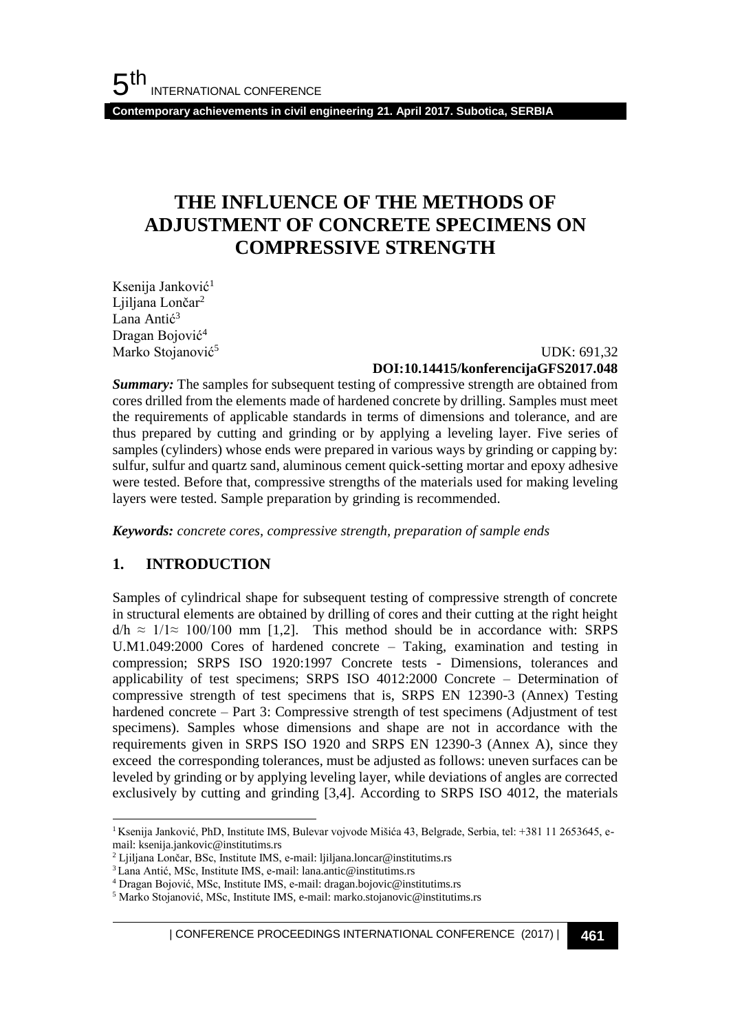# THE INFLUENCE OF THE METHODS OF ADJUSTMENT OF CONCRETE SPECIMENS ON COMPRESSIVE STRENGTH

Ksenija Janković[1]
Ljiljana Lončar[2]
Lana Antić[3]
Dragan Bojović[4]
Marko Stojanović[5]

UDK: 691,32
**DOI:10.14415/konferencijaGFS2017.048**

***Summary:*** The samples for subsequent testing of compressive strength are obtained from cores drilled from the elements made of hardened concrete by drilling. Samples must meet the requirements of applicable standards in terms of dimensions and tolerance, and are thus prepared by cutting and grinding or by applying a leveling layer. Five series of samples (cylinders) whose ends were prepared in various ways by grinding or capping by: sulfur, sulfur and quartz sand, aluminous cement quick-setting mortar and epoxy adhesive were tested. Before that, compressive strengths of the materials used for making leveling layers were tested. Sample preparation by grinding is recommended.

***Keywords:*** *concrete cores, compressive strength, preparation of sample ends*

## 1. INTRODUCTION

Samples of cylindrical shape for subsequent testing of compressive strength of concrete in structural elements are obtained by drilling of cores and their cutting at the right height $d/h \approx 1/1 \approx 100/100$ mm [1,2]. This method should be in accordance with: SRPS U.M1.049:2000 Cores of hardened concrete – Taking, examination and testing in compression; SRPS ISO 1920:1997 Concrete tests - Dimensions, tolerances and applicability of test specimens; SRPS ISO 4012:2000 Concrete – Determination of compressive strength of test specimens that is, SRPS EN 12390-3 (Annex) Testing hardened concrete – Part 3: Compressive strength of test specimens (Adjustment of test specimens). Samples whose dimensions and shape are not in accordance with the requirements given in SRPS ISO 1920 and SRPS EN 12390-3 (Annex A), since they exceed the corresponding tolerances, must be adjusted as follows: uneven surfaces can be leveled by grinding or by applying leveling layer, while deviations of angles are corrected exclusively by cutting and grinding [3,4]. According to SRPS ISO 4012, the materials

---

[1] Ksenija Janković, PhD, Institute IMS, Bulevar vojvode Mišića 43, Belgrade, Serbia, tel: +381 11 2653645, e-mail: ksenija.jankovic@institutims.rs

[2] Ljiljana Lončar, BSc, Institute IMS, e-mail: ljiljana.loncar@institutims.rs

[3] Lana Antić, MSc, Institute IMS, e-mail: lana.antic@institutims.rs

[4] Dragan Bojović, MSc, Institute IMS, e-mail: dragan.bojovic@institutims.rs

[5] Marko Stojanović, MSc, Institute IMS, e-mail: marko.stojanovic@institutims.rs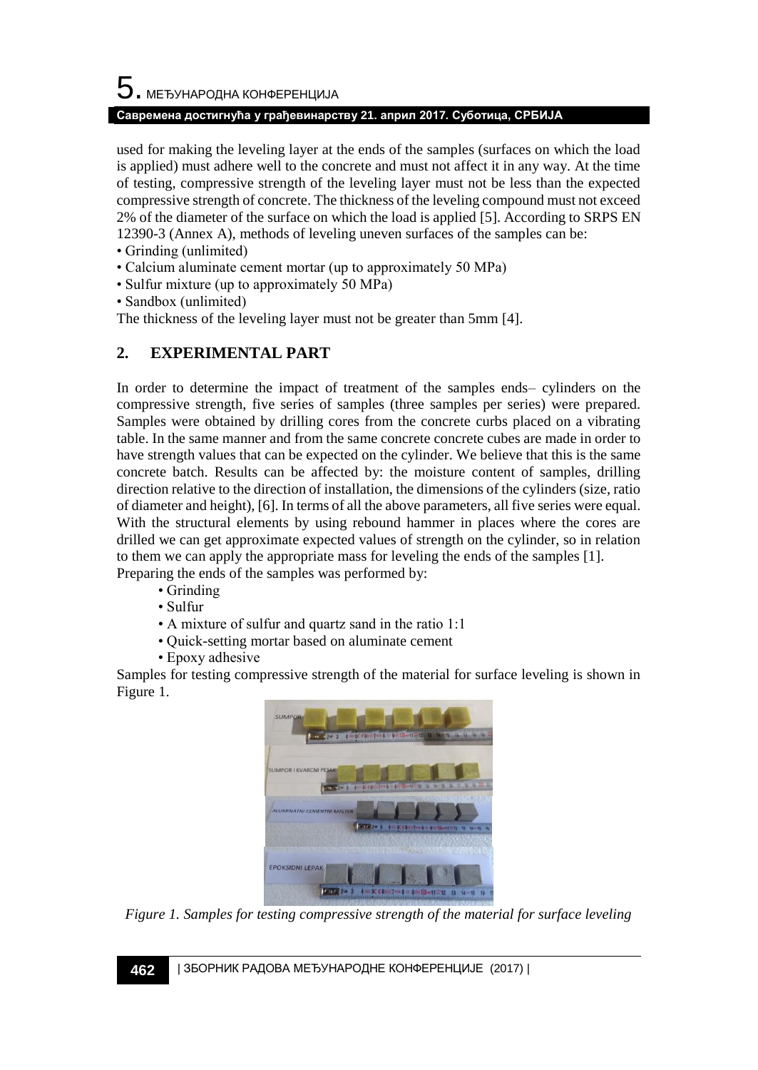used for making the leveling layer at the ends of the samples (surfaces on which the load is applied) must adhere well to the concrete and must not affect it in any way. At the time of testing, compressive strength of the leveling layer must not be less than the expected compressive strength of concrete. The thickness of the leveling compound must not exceed 2% of the diameter of the surface on which the load is applied [5]. According to SRPS EN 12390-3 (Annex A), methods of leveling uneven surfaces of the samples can be:

- Grinding (unlimited)
- Calcium aluminate cement mortar (up to approximately 50 MPa)
- Sulfur mixture (up to approximately 50 MPa)
- Sandbox (unlimited)

The thickness of the leveling layer must not be greater than 5mm [4].

## 2. EXPERIMENTAL PART

In order to determine the impact of treatment of the samples ends– cylinders on the compressive strength, five series of samples (three samples per series) were prepared. Samples were obtained by drilling cores from the concrete curbs placed on a vibrating table. In the same manner and from the same concrete concrete cubes are made in order to have strength values that can be expected on the cylinder. We believe that this is the same concrete batch. Results can be affected by: the moisture content of samples, drilling direction relative to the direction of installation, the dimensions of the cylinders (size, ratio of diameter and height), [6]. In terms of all the above parameters, all five series were equal. With the structural elements by using rebound hammer in places where the cores are drilled we can get approximate expected values of strength on the cylinder, so in relation to them we can apply the appropriate mass for leveling the ends of the samples [1].
Preparing the ends of the samples was performed by:

- Grinding
- Sulfur
- A mixture of sulfur and quartz sand in the ratio 1:1
- Quick-setting mortar based on aluminate cement
- Epoxy adhesive

Samples for testing compressive strength of the material for surface leveling is shown in Figure 1.

*Figure 1. Samples for testing compressive strength of the material for surface leveling*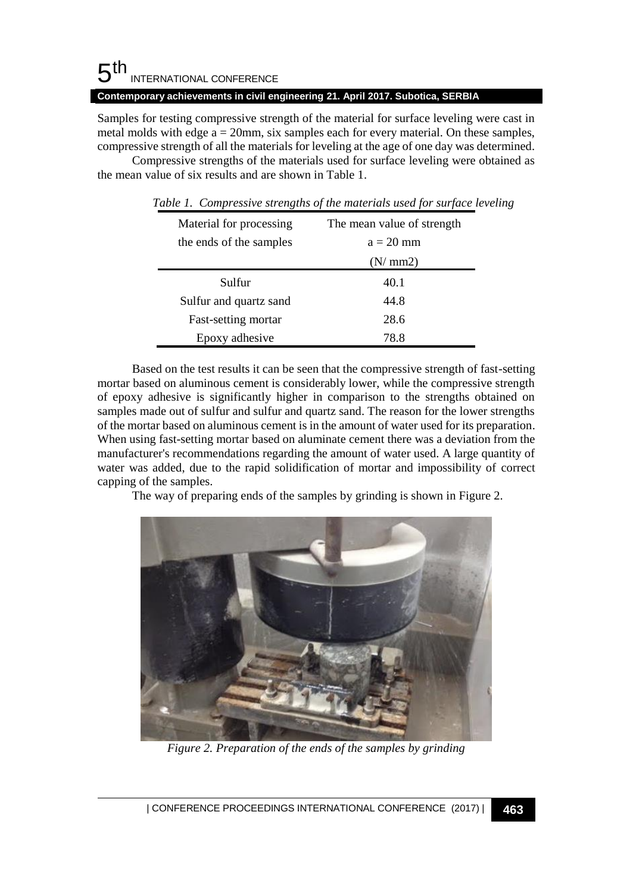Samples for testing compressive strength of the material for surface leveling were cast in metal molds with edge a = 20mm, six samples each for every material. On these samples, compressive strength of all the materials for leveling at the age of one day was determined.

Compressive strengths of the materials used for surface leveling were obtained as the mean value of six results and are shown in Table 1.

*Table 1. Compressive strengths of the materials used for surface leveling*

| Material for processing the ends of the samples | The mean value of strength a = 20 mm (N/ mm2) |
|---|---|
| Sulfur | 40.1 |
| Sulfur and quartz sand | 44.8 |
| Fast-setting mortar | 28.6 |
| Epoxy adhesive | 78.8 |

Based on the test results it can be seen that the compressive strength of fast-setting mortar based on aluminous cement is considerably lower, while the compressive strength of epoxy adhesive is significantly higher in comparison to the strengths obtained on samples made out of sulfur and sulfur and quartz sand. The reason for the lower strengths of the mortar based on aluminous cement is in the amount of water used for its preparation. When using fast-setting mortar based on aluminate cement there was a deviation from the manufacturer's recommendations regarding the amount of water used. A large quantity of water was added, due to the rapid solidification of mortar and impossibility of correct capping of the samples.

The way of preparing ends of the samples by grinding is shown in Figure 2.

*Figure 2. Preparation of the ends of the samples by grinding*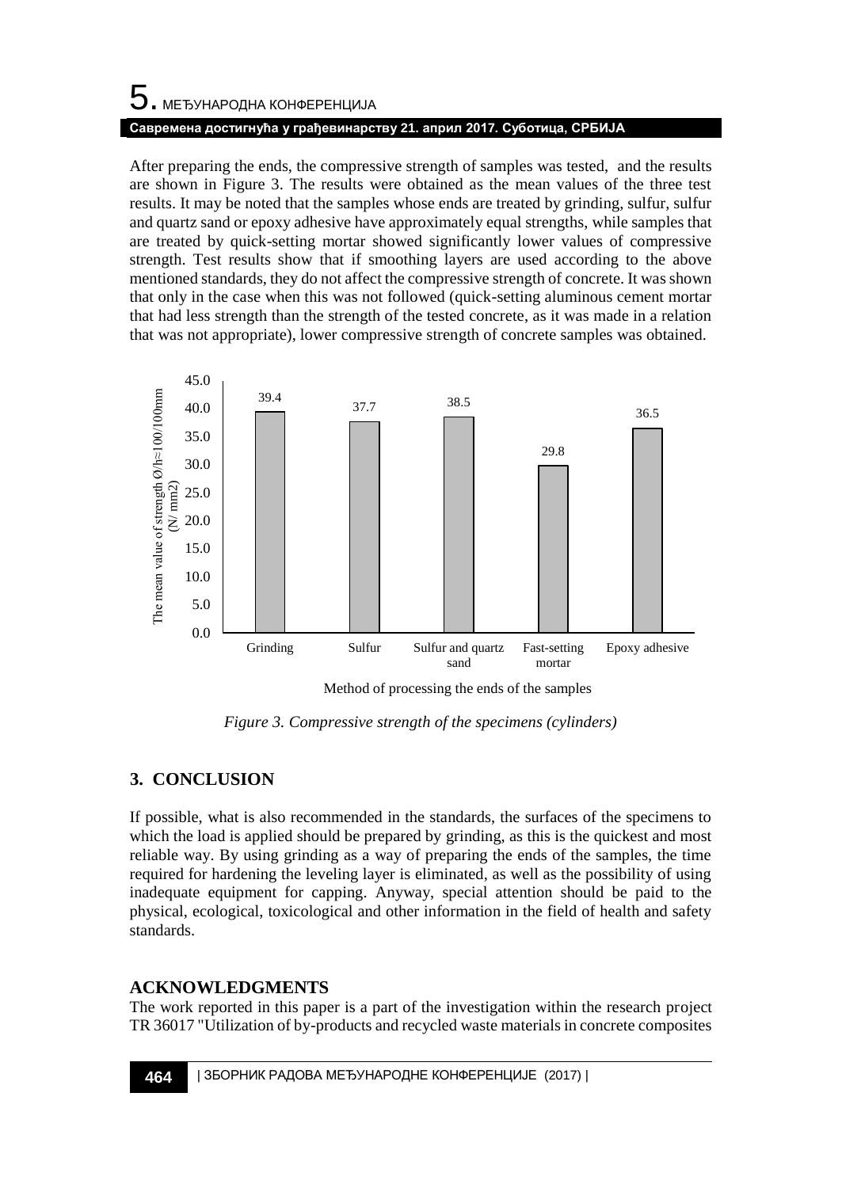After preparing the ends, the compressive strength of samples was tested, and the results are shown in Figure 3. The results were obtained as the mean values of the three test results. It may be noted that the samples whose ends are treated by grinding, sulfur, sulfur and quartz sand or epoxy adhesive have approximately equal strengths, while samples that are treated by quick-setting mortar showed significantly lower values of compressive strength. Test results show that if smoothing layers are used according to the above mentioned standards, they do not affect the compressive strength of concrete. It was shown that only in the case when this was not followed (quick-setting aluminous cement mortar that had less strength than the strength of the tested concrete, as it was made in a relation that was not appropriate), lower compressive strength of concrete samples was obtained.

| Method of processing the ends of the samples | The mean value of strength Ø/h=100/100mm (N/ mm2) |
|---|---|
| Grinding | 39.4 |
| Sulfur | 37.7 |
| Sulfur and quartz sand | 38.5 |
| Fast-setting mortar | 29.8 |
| Epoxy adhesive | 36.5 |

*Figure 3. Compressive strength of the specimens (cylinders)*

## 3. CONCLUSION

If possible, what is also recommended in the standards, the surfaces of the specimens to which the load is applied should be prepared by grinding, as this is the quickest and most reliable way. By using grinding as a way of preparing the ends of the samples, the time required for hardening the leveling layer is eliminated, as well as the possibility of using inadequate equipment for capping. Anyway, special attention should be paid to the physical, ecological, toxicological and other information in the field of health and safety standards.

## ACKNOWLEDGMENTS

The work reported in this paper is a part of the investigation within the research project TR 36017 "Utilization of by-products and recycled waste materials in concrete composites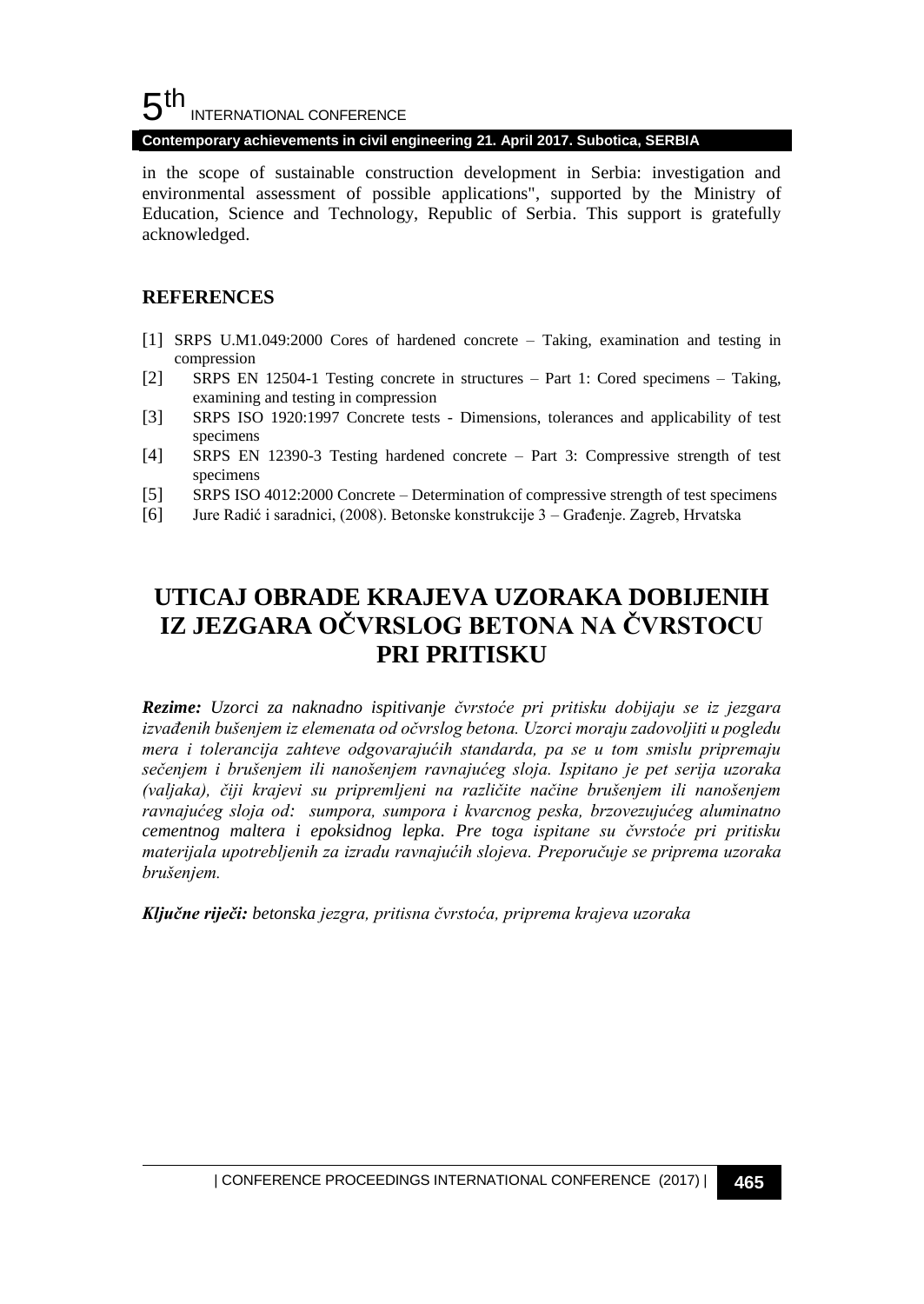in the scope of sustainable construction development in Serbia: investigation and environmental assessment of possible applications", supported by the Ministry of Education, Science and Technology, Republic of Serbia. This support is gratefully acknowledged.

## REFERENCES

[1] SRPS U.M1.049:2000 Cores of hardened concrete – Taking, examination and testing in compression

[2] SRPS EN 12504-1 Testing concrete in structures – Part 1: Cored specimens – Taking, examining and testing in compression

[3] SRPS ISO 1920:1997 Concrete tests - Dimensions, tolerances and applicability of test specimens

[4] SRPS EN 12390-3 Testing hardened concrete – Part 3: Compressive strength of test specimens

[5] SRPS ISO 4012:2000 Concrete – Determination of compressive strength of test specimens

[6] Jure Radić i saradnici, (2008). Betonske konstrukcije 3 – Građenje. Zagreb, Hrvatska

# UTICAJ OBRADE KRAJEVA UZORAKA DOBIJENIH IZ JEZGARA OČVRSLOG BETONA NA ČVRSTOCU PRI PRITISKU

***Rezime:*** *Uzorci za naknadno ispitivanje čvrstoće pri pritisku dobijaju se iz jezgara izvađenih bušenjem iz elemenata od očvrslog betona. Uzorci moraju zadovoljiti u pogledu mera i tolerancija zahteve odgovarajućih standarda, pa se u tom smislu pripremaju sečenjem i brušenjem ili nanošenjem ravnajućeg sloja. Ispitano je pet serija uzoraka (valjaka), čiji krajevi su pripremljeni na različite načine brušenjem ili nanošenjem ravnajućeg sloja od: sumpora, sumpora i kvarcnog peska, brzovezujućeg aluminatno cementnog maltera i epoksidnog lepka. Pre toga ispitane su čvrstoće pri pritisku materijala upotrebljenih za izradu ravnajućih slojeva. Preporučuje se priprema uzoraka brušenjem.*

***Ključne riječi:*** *betonska jezgra, pritisna čvrstoća, priprema krajeva uzoraka*